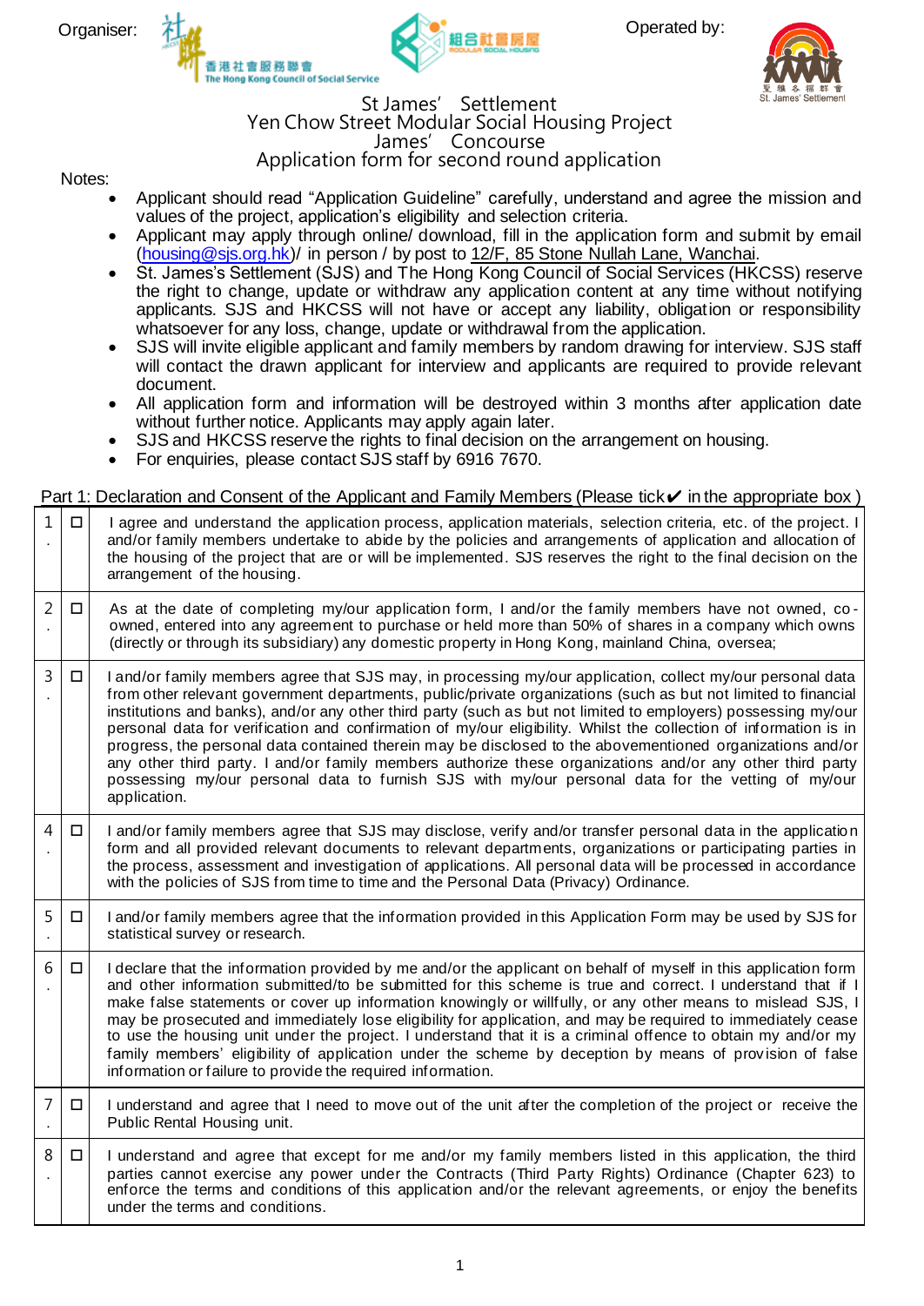Organiser: 社聯 香港社會服務聯會 The Hong Kong Council of Social Service 組合社會房屋 MODULAR SOCIAL HOUSING

Operated by: 聖雅各福群會 St. James' Settlement

# St James' Settlement
# Yen Chow Street Modular Social Housing Project
# James' Concourse
# Application form for second round application

Notes:

- Applicant should read "Application Guideline" carefully, understand and agree the mission and values of the project, application's eligibility and selection criteria.
- Applicant may apply through online/ download, fill in the application form and submit by email (housing@sjs.org.hk)/ in person / by post to 12/F, 85 Stone Nullah Lane, Wanchai.
- St. James's Settlement (SJS) and The Hong Kong Council of Social Services (HKCSS) reserve the right to change, update or withdraw any application content at any time without notifying applicants. SJS and HKCSS will not have or accept any liability, obligation or responsibility whatsoever for any loss, change, update or withdrawal from the application.
- SJS will invite eligible applicant and family members by random drawing for interview. SJS staff will contact the drawn applicant for interview and applicants are required to provide relevant document.
- All application form and information will be destroyed within 3 months after application date without further notice. Applicants may apply again later.
- SJS and HKCSS reserve the rights to final decision on the arrangement on housing.
- For enquiries, please contact SJS staff by 6916 7670.

## Part 1: Declaration and Consent of the Applicant and Family Members (Please tick ✔ in the appropriate box )

| | | |
|---|---|---|
| 1. | ☐ | I agree and understand the application process, application materials, selection criteria, etc. of the project. I and/or family members undertake to abide by the policies and arrangements of application and allocation of the housing of the project that are or will be implemented. SJS reserves the right to the final decision on the arrangement of the housing. |
| 2. | ☐ | As at the date of completing my/our application form, I and/or the family members have not owned, co-owned, entered into any agreement to purchase or held more than 50% of shares in a company which owns (directly or through its subsidiary) any domestic property in Hong Kong, mainland China, oversea; |
| 3. | ☐ | I and/or family members agree that SJS may, in processing my/our application, collect my/our personal data from other relevant government departments, public/private organizations (such as but not limited to financial institutions and banks), and/or any other third party (such as but not limited to employers) possessing my/our personal data for verification and confirmation of my/our eligibility. Whilst the collection of information is in progress, the personal data contained therein may be disclosed to the abovementioned organizations and/or any other third party. I and/or family members authorize these organizations and/or any other third party possessing my/our personal data to furnish SJS with my/our personal data for the vetting of my/our application. |
| 4. | ☐ | I and/or family members agree that SJS may disclose, verify and/or transfer personal data in the application form and all provided relevant documents to relevant departments, organizations or participating parties in the process, assessment and investigation of applications. All personal data will be processed in accordance with the policies of SJS from time to time and the Personal Data (Privacy) Ordinance. |
| 5. | ☐ | I and/or family members agree that the information provided in this Application Form may be used by SJS for statistical survey or research. |
| 6. | ☐ | I declare that the information provided by me and/or the applicant on behalf of myself in this application form and other information submitted/to be submitted for this scheme is true and correct. I understand that if I make false statements or cover up information knowingly or willfully, or any other means to mislead SJS, I may be prosecuted and immediately lose eligibility for application, and may be required to immediately cease to use the housing unit under the project. I understand that it is a criminal offence to obtain my and/or my family members' eligibility of application under the scheme by deception by means of provision of false information or failure to provide the required information. |
| 7. | ☐ | I understand and agree that I need to move out of the unit after the completion of the project or receive the Public Rental Housing unit. |
| 8. | ☐ | I understand and agree that except for me and/or my family members listed in this application, the third parties cannot exercise any power under the Contracts (Third Party Rights) Ordinance (Chapter 623) to enforce the terms and conditions of this application and/or the relevant agreements, or enjoy the benefits under the terms and conditions. |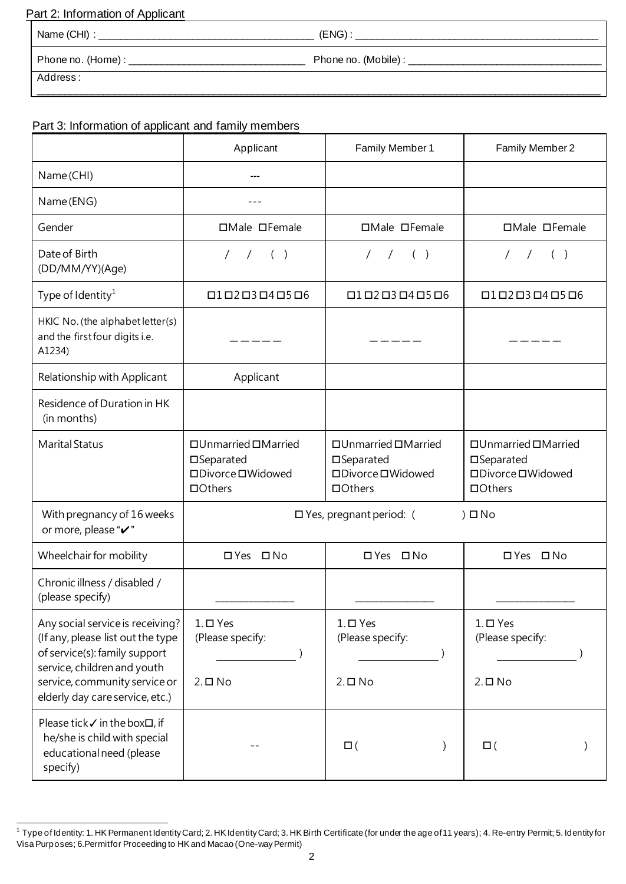Part 2: Information of Applicant

| Name (CHI) : ____________________ | (ENG) : ____________________ |
|---|---|
| Phone no. (Home) : ____________________ | Phone no. (Mobile) : ____________________ |
| Address : ____________________ | |

Part 3: Information of applicant and family members

| | Applicant | Family Member 1 | Family Member 2 |
|---|---|---|---|
| Name (CHI) | --- | | |
| Name (ENG) | --- | | |
| Gender | ☐Male ☐Female | ☐Male ☐Female | ☐Male ☐Female |
| Date of Birth (DD/MM/YY)(Age) | / / ( ) | / / ( ) | / / ( ) |
| Type of Identity[1] | ☐1 ☐2 ☐3 ☐4 ☐5 ☐6 | ☐1 ☐2 ☐3 ☐4 ☐5 ☐6 | ☐1 ☐2 ☐3 ☐4 ☐5 ☐6 |
| HKIC No. (the alphabet letter(s) and the first four digits i.e. A1234) | _ _ _ _ _ | _ _ _ _ _ | _ _ _ _ _ |
| Relationship with Applicant | Applicant | | |
| Residence of Duration in HK (in months) | | | |
| Marital Status | ☐Unmarried ☐Married ☐Separated ☐Divorce ☐Widowed ☐Others | ☐Unmarried ☐Married ☐Separated ☐Divorce ☐Widowed ☐Others | ☐Unmarried ☐Married ☐Separated ☐Divorce ☐Widowed ☐Others |
| With pregnancy of 16 weeks or more, please "✔" | ☐ Yes, pregnant period: ( ) ☐ No | | |
| Wheelchair for mobility | ☐ Yes ☐ No | ☐ Yes ☐ No | ☐ Yes ☐ No |
| Chronic illness / disabled / (please specify) | ____________ | ____________ | ____________ |
| Any social service is receiving? (If any, please list out the type of service(s): family support service, children and youth service, community service or elderly day care service, etc.) | 1. ☐ Yes (Please specify: ____________ ) 2. ☐ No | 1. ☐ Yes (Please specify: ____________ ) 2. ☐ No | 1. ☐ Yes (Please specify: ____________ ) 2. ☐ No |
| Please tick ✓ in the box☐, if he/she is child with special educational need (please specify) | -- | ☐ ( ) | ☐ ( ) |

[1] Type of Identity: 1. HK Permanent Identity Card; 2. HK Identity Card; 3. HK Birth Certificate (for under the age of 11 years); 4. Re-entry Permit; 5. Identity for Visa Purposes; 6.Permit for Proceeding to HK and Macao (One-way Permit)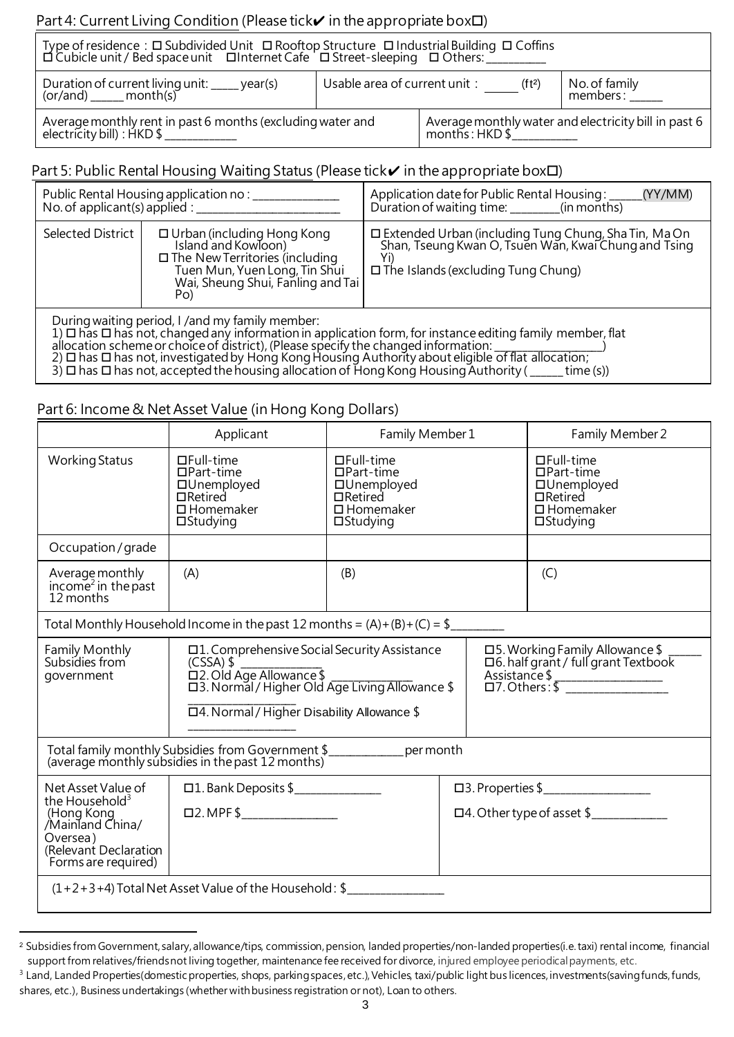## Part 4: Current Living Condition (Please tick✔ in the appropriate box☐)

| Type of residence : ☐ Subdivided Unit ☐ Rooftop Structure ☐ Industrial Building ☐ Coffins ☐ Cubicle unit / Bed space unit ☐ Internet Cafe ☐ Street-sleeping ☐ Others: _________ | | |
|---|---|---|
| Duration of current living unit: _____ year(s) (or/and) ______ month(s) | Usable area of current unit : ______ ($ft^2$) | No. of family members : _____ |
| Average monthly rent in past 6 months (excluding water and electricity bill) : HKD $ ___________ | Average monthly water and electricity bill in past 6 months : HKD $__________ | |

## Part 5: Public Rental Housing Waiting Status (Please tick✔ in the appropriate box☐)

| Public Rental Housing application no : ______________ No. of applicant(s) applied : ________________________ | | Application date for Public Rental Housing : _____(YY/MM) Duration of waiting time: ________(in months) |
|---|---|---|
| Selected District | ☐ Urban (including Hong Kong Island and Kowloon) ☐ The New Territories (including Tuen Mun, Yuen Long, Tin Shui Wai, Sheung Shui, Fanling and Tai Po) | ☐ Extended Urban (including Tung Chung, Sha Tin, Ma On Shan, Tseung Kwan O, Tsuen Wan, Kwai Chung and Tsing Yi) ☐ The Islands (excluding Tung Chung) |

During waiting period, I /and my family member:
1) ☐ has ☐ has not, changed any information in application form, for instance editing family member, flat allocation scheme or choice of district), (Please specify the changed information: _________________)
2) ☐ has ☐ has not, investigated by Hong Kong Housing Authority about eligible of flat allocation;
3) ☐ has ☐ has not, accepted the housing allocation of Hong Kong Housing Authority ( _____ time (s))

## Part 6: Income & Net Asset Value (in Hong Kong Dollars)

| | Applicant | Family Member 1 | Family Member 2 |
|---|---|---|---|
| Working Status | ☐Full-time ☐Part-time ☐Unemployed ☐Retired ☐ Homemaker ☐Studying | ☐Full-time ☐Part-time ☐Unemployed ☐Retired ☐ Homemaker ☐Studying | ☐Full-time ☐Part-time ☐Unemployed ☐Retired ☐ Homemaker ☐Studying |
| Occupation / grade | | | |
| Average monthly income[2] in the past 12 months | (A) | (B) | (C) |
| Total Monthly Household Income in the past 12 months = (A)+(B)+(C) = $________ | | | |
| Family Monthly Subsidies from government | ☐1. Comprehensive Social Security Assistance (CSSA) $ ____________ ☐2. Old Age Allowance $ _____________ ☐3. Normal / Higher Old Age Living Allowance $ _________________ ☐4. Normal / Higher Disability Allowance $ _________________ | ☐5. Working Family Allowance $ _____ ☐6. half grant / full grant Textbook Assistance $ ________________ ☐7. Others : $ ________________ | |
| Total family monthly Subsidies from Government $____________ per month (average monthly subsidies in the past 12 months) | | | |
| Net Asset Value of the Household[3] (Hong Kong /Mainland China/ Oversea) (Relevant Declaration Forms are required) | ☐1. Bank Deposits $______________ ☐2. MPF $_______________ | ☐3. Properties $_________________ ☐4. Other type of asset $____________ | |
| (1+2+3+4) Total Net Asset Value of the Household : $_______________ | | | |

[2] Subsidies from Government, salary, allowance/tips, commission, pension, landed properties/non-landed properties(i.e. taxi) rental income, financial support from relatives/friends not living together, maintenance fee received for divorce, injured employee periodical payments, etc.

[3] Land, Landed Properties(domestic properties, shops, parking spaces, etc.), Vehicles, taxi/public light bus licences, investments(saving funds, funds, shares, etc.), Business undertakings (whether with business registration or not), Loan to others.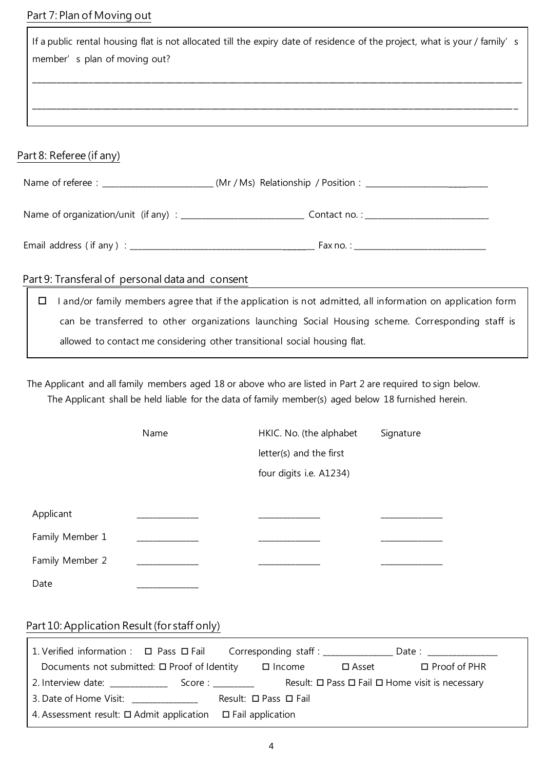## Part 7: Plan of Moving out

If a public rental housing flat is not allocated till the expiry date of residence of the project, what is your / family' s member' s plan of moving out?

\_\_\_\_\_\_\_\_\_\_\_\_\_\_\_\_\_\_\_\_\_\_\_\_\_\_\_\_\_\_\_\_\_\_\_\_\_\_\_\_\_\_\_\_\_\_\_\_\_\_\_\_\_\_\_\_\_\_\_\_\_\_\_\_\_\_\_\_\_\_\_\_\_\_\_\_\_\_

\_\_\_\_\_\_\_\_\_\_\_\_\_\_\_\_\_\_\_\_\_\_\_\_\_\_\_\_\_\_\_\_\_\_\_\_\_\_\_\_\_\_\_\_\_\_\_\_\_\_\_\_\_\_\_\_\_\_\_\_\_\_\_\_\_\_\_\_\_\_\_\_\_\_\_\_\_\_

## Part 8: Referee (if any)

Name of referee : \_\_\_\_\_\_\_\_\_\_\_\_\_\_\_\_\_\_\_\_\_\_\_\_\_\_ (Mr / Ms) Relationship / Position : \_\_\_\_\_\_\_\_\_\_\_\_\_\_\_\_\_\_\_\_\_\_\_\_\_\_

Name of organization/unit (if any) : \_\_\_\_\_\_\_\_\_\_\_\_\_\_\_\_\_\_\_\_\_\_\_\_\_\_ Contact no. : \_\_\_\_\_\_\_\_\_\_\_\_\_\_\_\_\_\_\_\_\_\_\_\_\_\_

Email address ( if any ) : \_\_\_\_\_\_\_\_\_\_\_\_\_\_\_\_\_\_\_\_\_\_\_\_\_\_\_\_\_\_\_\_\_\_\_\_ Fax no. : \_\_\_\_\_\_\_\_\_\_\_\_\_\_\_\_\_\_\_\_\_\_\_\_\_\_

## Part 9: Transferal of personal data and consent

☐ I and/or family members agree that if the application is not admitted, all information on application form can be transferred to other organizations launching Social Housing scheme. Corresponding staff is allowed to contact me considering other transitional social housing flat.

The Applicant and all family members aged 18 or above who are listed in Part 2 are required to sign below.
The Applicant shall be held liable for the data of family member(s) aged below 18 furnished herein.

| | Name | HKIC. No. (the alphabet letter(s) and the first four digits i.e. A1234) | Signature |
|---|---|---|---|
| Applicant | \_\_\_\_\_\_\_\_\_\_\_\_\_\_ | \_\_\_\_\_\_\_\_\_\_\_\_\_\_ | \_\_\_\_\_\_\_\_\_\_\_\_\_\_ |
| Family Member 1 | \_\_\_\_\_\_\_\_\_\_\_\_\_\_ | \_\_\_\_\_\_\_\_\_\_\_\_\_\_ | \_\_\_\_\_\_\_\_\_\_\_\_\_\_ |
| Family Member 2 | \_\_\_\_\_\_\_\_\_\_\_\_\_\_ | \_\_\_\_\_\_\_\_\_\_\_\_\_\_ | \_\_\_\_\_\_\_\_\_\_\_\_\_\_ |
| Date | \_\_\_\_\_\_\_\_\_\_\_\_\_\_ | | |

## Part 10: Application Result (for staff only)

1. Verified information : ☐ Pass ☐ Fail Corresponding staff : \_\_\_\_\_\_\_\_\_\_\_\_\_\_\_\_ Date : \_\_\_\_\_\_\_\_\_\_\_\_\_\_\_\_
   Documents not submitted: ☐ Proof of Identity ☐ Income ☐ Asset ☐ Proof of PHR
2. Interview date: \_\_\_\_\_\_\_\_\_\_\_\_\_ Score : \_\_\_\_\_\_\_\_\_ Result: ☐ Pass ☐ Fail ☐ Home visit is necessary
3. Date of Home Visit: \_\_\_\_\_\_\_\_\_\_\_\_\_\_\_ Result: ☐ Pass ☐ Fail
4. Assessment result: ☐ Admit application ☐ Fail application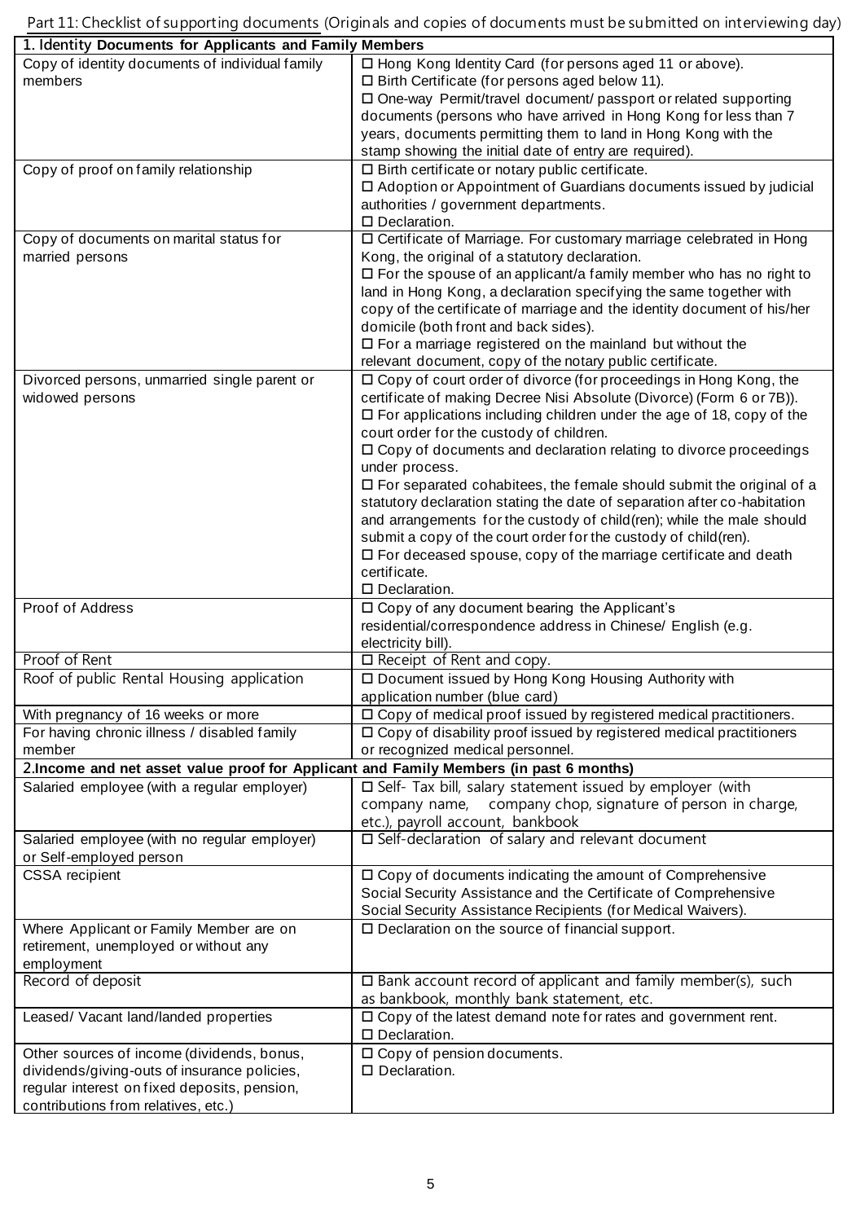Part 11: Checklist of supporting documents (Originals and copies of documents must be submitted on interviewing day)

| | |
|---|---|
| **1. Identity Documents for Applicants and Family Members** | |
| Copy of identity documents of individual family members | □ Hong Kong Identity Card (for persons aged 11 or above).<br>□ Birth Certificate (for persons aged below 11).<br>□ One-way Permit/travel document/ passport or related supporting documents (persons who have arrived in Hong Kong for less than 7 years, documents permitting them to land in Hong Kong with the stamp showing the initial date of entry are required). |
| Copy of proof on family relationship | □ Birth certificate or notary public certificate.<br>□ Adoption or Appointment of Guardians documents issued by judicial authorities / government departments.<br>□ Declaration. |
| Copy of documents on marital status for married persons | □ Certificate of Marriage. For customary marriage celebrated in Hong Kong, the original of a statutory declaration.<br>□ For the spouse of an applicant/a family member who has no right to land in Hong Kong, a declaration specifying the same together with copy of the certificate of marriage and the identity document of his/her domicile (both front and back sides).<br>□ For a marriage registered on the mainland but without the relevant document, copy of the notary public certificate. |
| Divorced persons, unmarried single parent or widowed persons | □ Copy of court order of divorce (for proceedings in Hong Kong, the certificate of making Decree Nisi Absolute (Divorce) (Form 6 or 7B)).<br>□ For applications including children under the age of 18, copy of the court order for the custody of children.<br>□ Copy of documents and declaration relating to divorce proceedings under process.<br>□ For separated cohabitees, the female should submit the original of a statutory declaration stating the date of separation after co-habitation and arrangements for the custody of child(ren); while the male should submit a copy of the court order for the custody of child(ren).<br>□ For deceased spouse, copy of the marriage certificate and death certificate.<br>□ Declaration. |
| Proof of Address | □ Copy of any document bearing the Applicant's residential/correspondence address in Chinese/ English (e.g. electricity bill). |
| Proof of Rent | □ Receipt of Rent and copy. |
| Roof of public Rental Housing application | □ Document issued by Hong Kong Housing Authority with application number (blue card) |
| With pregnancy of 16 weeks or more | □ Copy of medical proof issued by registered medical practitioners. |
| For having chronic illness / disabled family member | □ Copy of disability proof issued by registered medical practitioners or recognized medical personnel. |
| **2. Income and net asset value proof for Applicant and Family Members (in past 6 months)** | |
| Salaried employee (with a regular employer) | □ Self- Tax bill, salary statement issued by employer (with company name, company chop, signature of person in charge, etc.), payroll account, bankbook |
| Salaried employee (with no regular employer) or Self-employed person | □ Self-declaration of salary and relevant document |
| CSSA recipient | □ Copy of documents indicating the amount of Comprehensive Social Security Assistance and the Certificate of Comprehensive Social Security Assistance Recipients (for Medical Waivers). |
| Where Applicant or Family Member are on retirement, unemployed or without any employment | □ Declaration on the source of financial support. |
| Record of deposit | □ Bank account record of applicant and family member(s), such as bankbook, monthly bank statement, etc. |
| Leased/ Vacant land/landed properties | □ Copy of the latest demand note for rates and government rent.<br>□ Declaration. |
| Other sources of income (dividends, bonus, dividends/giving-outs of insurance policies, regular interest on fixed deposits, pension, contributions from relatives, etc.) | □ Copy of pension documents.<br>□ Declaration. |